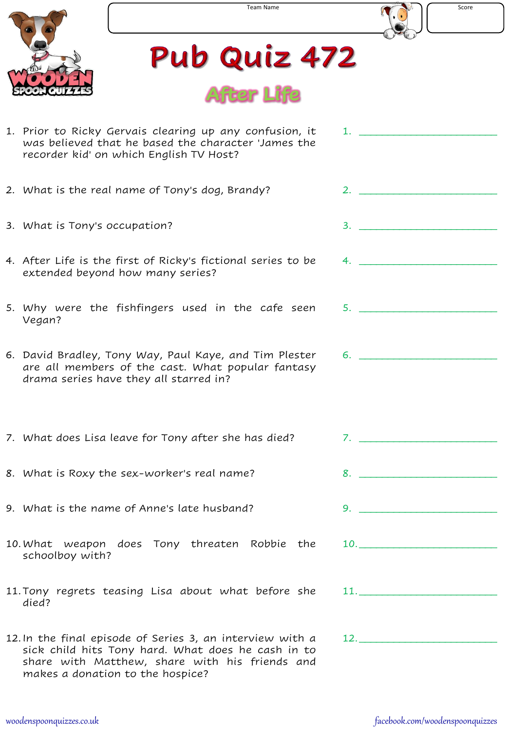Team Name

Score

# Pub Quiz 472

## After Life

1. Prior to Ricky Gervais clearing up any confusion, it was believed that he based the character 'James the recorder kid' on which English TV Host? 1. ____________________

2. What is the real name of Tony's dog, Brandy? 2. ____________________

3. What is Tony's occupation? 3. ____________________

4. After Life is the first of Ricky's fictional series to be extended beyond how many series? 4. ____________________

5. Why were the fishfingers used in the cafe seen Vegan? 5. ____________________

6. David Bradley, Tony Way, Paul Kaye, and Tim Plester are all members of the cast. What popular fantasy drama series have they all starred in? 6. ____________________

7. What does Lisa leave for Tony after she has died? 7. ____________________

8. What is Roxy the sex-worker's real name? 8. ____________________

9. What is the name of Anne's late husband? 9. ____________________

10. What weapon does Tony threaten Robbie the schoolboy with? 10. ____________________

11. Tony regrets teasing Lisa about what before she died? 11. ____________________

12. In the final episode of Series 3, an interview with a sick child hits Tony hard. What does he cash in to share with Matthew, share with his friends and makes a donation to the hospice? 12. ____________________

woodenspoonquizzes.co.uk

facebook.com/woodenspoonquizzes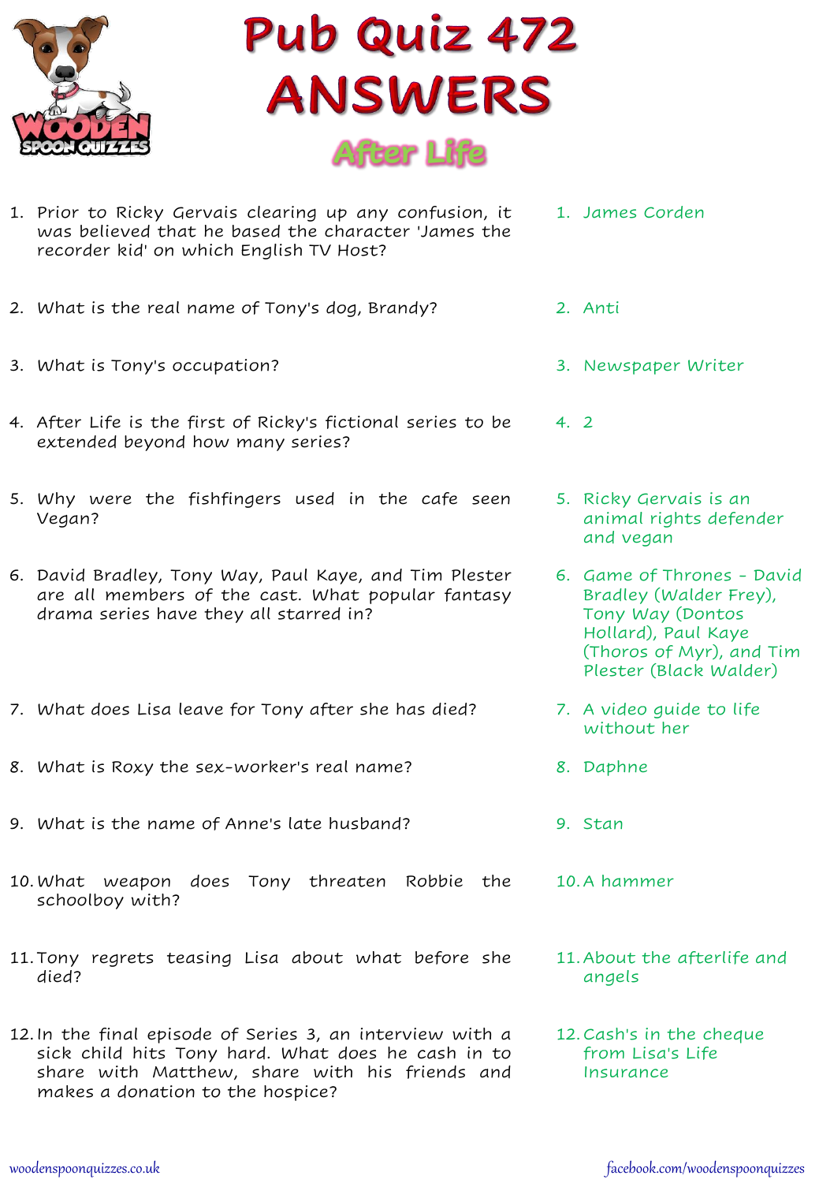# Pub Quiz 472

# ANSWERS

## After Life

1. Prior to Ricky Gervais clearing up any confusion, it was believed that he based the character 'James the recorder kid' on which English TV Host?
2. What is the real name of Tony's dog, Brandy?
3. What is Tony's occupation?
4. After Life is the first of Ricky's fictional series to be extended beyond how many series?
5. Why were the fishfingers used in the cafe seen Vegan?
6. David Bradley, Tony Way, Paul Kaye, and Tim Plester are all members of the cast. What popular fantasy drama series have they all starred in?
7. What does Lisa leave for Tony after she has died?
8. What is Roxy the sex-worker's real name?
9. What is the name of Anne's late husband?
10. What weapon does Tony threaten Robbie the schoolboy with?
11. Tony regrets teasing Lisa about what before she died?
12. In the final episode of Series 3, an interview with a sick child hits Tony hard. What does he cash in to share with Matthew, share with his friends and makes a donation to the hospice?

**Answers**

1. James Corden
2. Anti
3. Newspaper Writer
4. 2
5. Ricky Gervais is an animal rights defender and vegan
6. Game of Thrones - David Bradley (Walder Frey), Tony Way (Dontos Hollard), Paul Kaye (Thoros of Myr), and Tim Plester (Black Walder)
7. A video guide to life without her
8. Daphne
9. Stan
10. A hammer
11. About the afterlife and angels
12. Cash's in the cheque from Lisa's Life Insurance

woodenspoonquizzes.co.uk

facebook.com/woodenspoonquizzes